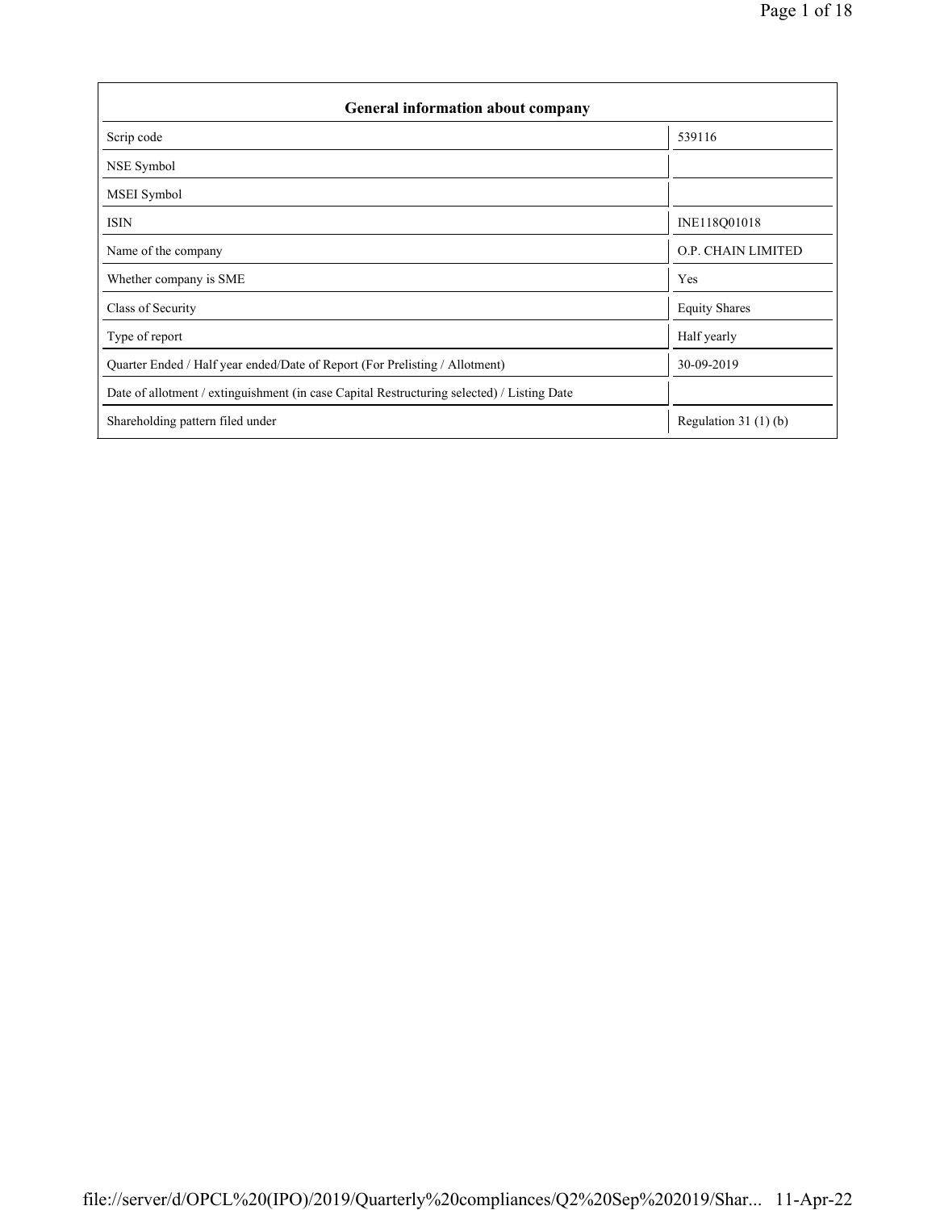| General information about company | |
|---|---|
| Scrip code | 539116 |
| NSE Symbol | |
| MSEI Symbol | |
| ISIN | INE118Q01018 |
| Name of the company | O.P. CHAIN LIMITED |
| Whether company is SME | Yes |
| Class of Security | Equity Shares |
| Type of report | Half yearly |
| Quarter Ended / Half year ended/Date of Report (For Prelisting / Allotment) | 30-09-2019 |
| Date of allotment / extinguishment (in case Capital Restructuring selected) / Listing Date | |
| Shareholding pattern filed under | Regulation 31 (1) (b) |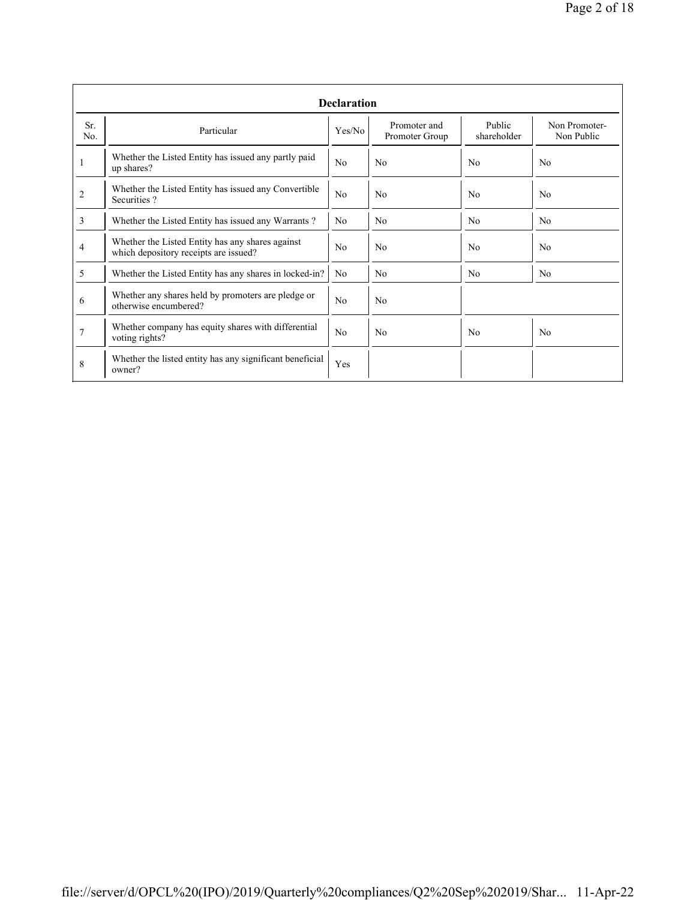| Declaration | | | | | |
|---|---|---|---|---|---|
| Sr. No. | Particular | Yes/No | Promoter and Promoter Group | Public shareholder | Non Promoter- Non Public |
| 1 | Whether the Listed Entity has issued any partly paid up shares? | No | No | No | No |
| 2 | Whether the Listed Entity has issued any Convertible Securities ? | No | No | No | No |
| 3 | Whether the Listed Entity has issued any Warrants ? | No | No | No | No |
| 4 | Whether the Listed Entity has any shares against which depository receipts are issued? | No | No | No | No |
| 5 | Whether the Listed Entity has any shares in locked-in? | No | No | No | No |
| 6 | Whether any shares held by promoters are pledge or otherwise encumbered? | No | No | | |
| 7 | Whether company has equity shares with differential voting rights? | No | No | No | No |
| 8 | Whether the listed entity has any significant beneficial owner? | Yes | | | |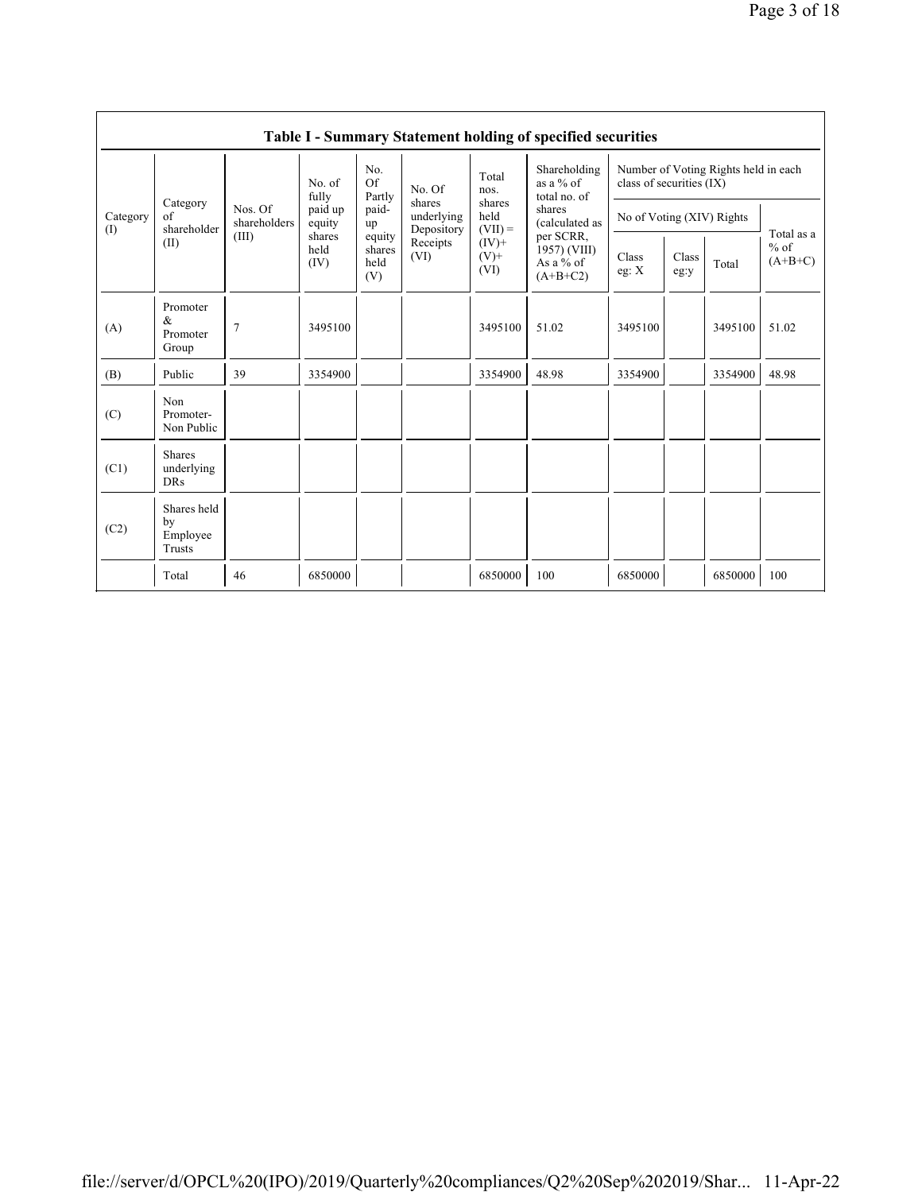**Table I - Summary Statement holding of specified securities**

| Category (I) | Category of shareholder (II) | Nos. Of shareholders (III) | No. of fully paid up equity shares held (IV) | No. Of Partly paid-up equity shares held (V) | No. Of shares underlying Depository Receipts (VI) | Total nos. shares held (VII) = (IV)+ (V)+ (VI) | Shareholding as a % of total no. of shares (calculated as per SCRR, 1957) (VIII) As a % of (A+B+C2) | Number of Voting Rights held in each class of securities (IX) | | | |
|---|---|---|---|---|---|---|---|---|---|---|---|
| | | | | | | | | No of Voting (XIV) Rights | | | Total as a % of (A+B+C) |
| | | | | | | | | Class eg: X | Class eg:y | Total | |
| (A) | Promoter & Promoter Group | 7 | 3495100 | | | 3495100 | 51.02 | 3495100 | | 3495100 | 51.02 |
| (B) | Public | 39 | 3354900 | | | 3354900 | 48.98 | 3354900 | | 3354900 | 48.98 |
| (C) | Non Promoter- Non Public | | | | | | | | | | |
| (C1) | Shares underlying DRs | | | | | | | | | | |
| (C2) | Shares held by Employee Trusts | | | | | | | | | | |
| | Total | 46 | 6850000 | | | 6850000 | 100 | 6850000 | | 6850000 | 100 |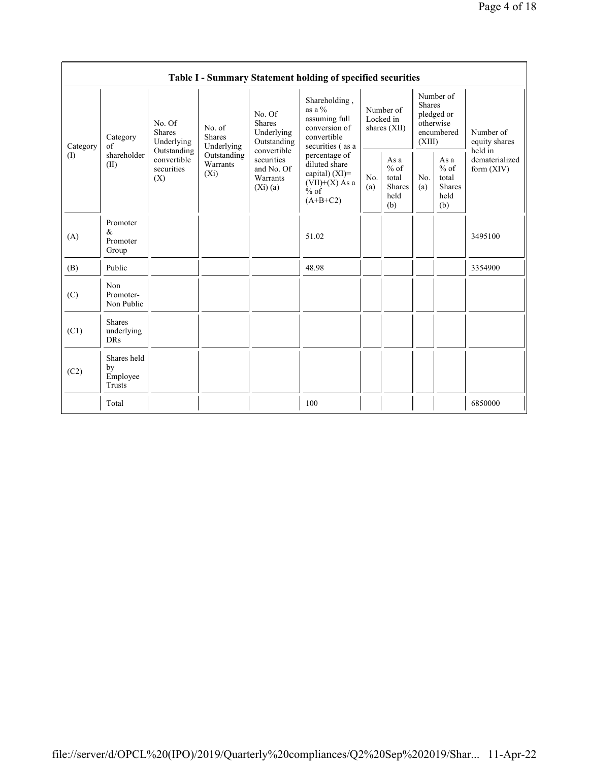| Table I - Summary Statement holding of specified securities | | | | | | | | | | | |
|---|---|---|---|---|---|---|---|---|---|---|---|
| Category (I) | Category of shareholder (II) | No. Of Shares Underlying Outstanding convertible securities (X) | No. of Shares Underlying Outstanding Warrants (Xi) | No. Of Shares Underlying Outstanding convertible securities and No. Of Warrants (Xi) (a) | Shareholding , as a % assuming full conversion of convertible securities ( as a percentage of diluted share capital) (XI)= (VII)+(X) As a % of (A+B+C2) | Number of Locked in shares (XII) | | Number of Shares pledged or otherwise encumbered (XIII) | | Number of equity shares held in dematerialized form (XIV) |
| | | | | | | No. (a) | As a % of total Shares held (b) | No. (a) | As a % of total Shares held (b) | |
| (A) | Promoter & Promoter Group | | | | 51.02 | | | | | 3495100 |
| (B) | Public | | | | 48.98 | | | | | 3354900 |
| (C) | Non Promoter- Non Public | | | | | | | | | |
| (C1) | Shares underlying DRs | | | | | | | | | |
| (C2) | Shares held by Employee Trusts | | | | | | | | | |
| | Total | | | | 100 | | | | | 6850000 |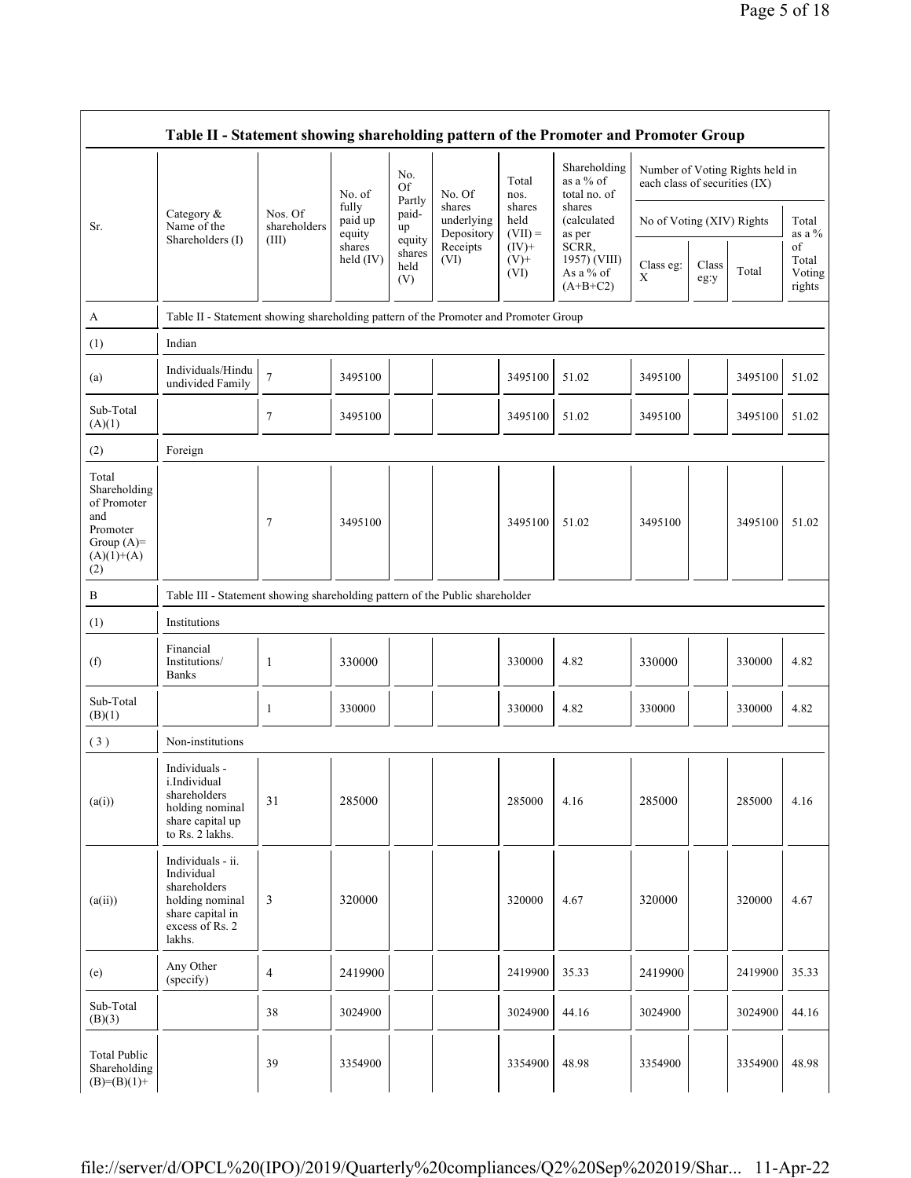## Table II - Statement showing shareholding pattern of the Promoter and Promoter Group

| Sr. | Category & Name of the Shareholders (I) | Nos. Of shareholders (III) | No. of fully paid up equity shares held (IV) | No. Of Partly paid-up equity shares held (V) | No. Of shares underlying Depository Receipts (VI) | Total nos. shares held (VII) = (IV)+ (V)+ (VI) | Shareholding as a % of total no. of shares (calculated as per SCRR, 1957) (VIII) As a % of (A+B+C2) | Number of Voting Rights held in each class of securities (IX) | | | |
|---|---|---|---|---|---|---|---|---|---|---|---|
| | | | | | | | | No of Voting (XIV) Rights | | | Total as a % of Total Voting rights |
| | | | | | | | | Class eg: X | Class eg:y | Total | |
| A | Table II - Statement showing shareholding pattern of the Promoter and Promoter Group | | | | | | | | | | |
| (1) | Indian | | | | | | | | | | |
| (a) | Individuals/Hindu undivided Family | 7 | 3495100 | | | 3495100 | 51.02 | 3495100 | | 3495100 | 51.02 |
| Sub-Total (A)(1) | | 7 | 3495100 | | | 3495100 | 51.02 | 3495100 | | 3495100 | 51.02 |
| (2) | Foreign | | | | | | | | | | |
| Total Shareholding of Promoter and Promoter Group (A)=(A)(1)+(A)(2) | | 7 | 3495100 | | | 3495100 | 51.02 | 3495100 | | 3495100 | 51.02 |
| B | Table III - Statement showing shareholding pattern of the Public shareholder | | | | | | | | | | |
| (1) | Institutions | | | | | | | | | | |
| (f) | Financial Institutions/ Banks | 1 | 330000 | | | 330000 | 4.82 | 330000 | | 330000 | 4.82 |
| Sub-Total (B)(1) | | 1 | 330000 | | | 330000 | 4.82 | 330000 | | 330000 | 4.82 |
| (3) | Non-institutions | | | | | | | | | | |
| (a(i)) | Individuals - i.Individual shareholders holding nominal share capital up to Rs. 2 lakhs. | 31 | 285000 | | | 285000 | 4.16 | 285000 | | 285000 | 4.16 |
| (a(ii)) | Individuals - ii. Individual shareholders holding nominal share capital in excess of Rs. 2 lakhs. | 3 | 320000 | | | 320000 | 4.67 | 320000 | | 320000 | 4.67 |
| (e) | Any Other (specify) | 4 | 2419900 | | | 2419900 | 35.33 | 2419900 | | 2419900 | 35.33 |
| Sub-Total (B)(3) | | 38 | 3024900 | | | 3024900 | 44.16 | 3024900 | | 3024900 | 44.16 |
| Total Public Shareholding (B)=(B)(1)+ | | 39 | 3354900 | | | 3354900 | 48.98 | 3354900 | | 3354900 | 48.98 |

file://server/d/OPCL%20(IPO)/2019/Quarterly%20compliances/Q2%20Sep%202019/Shar... 11-Apr-22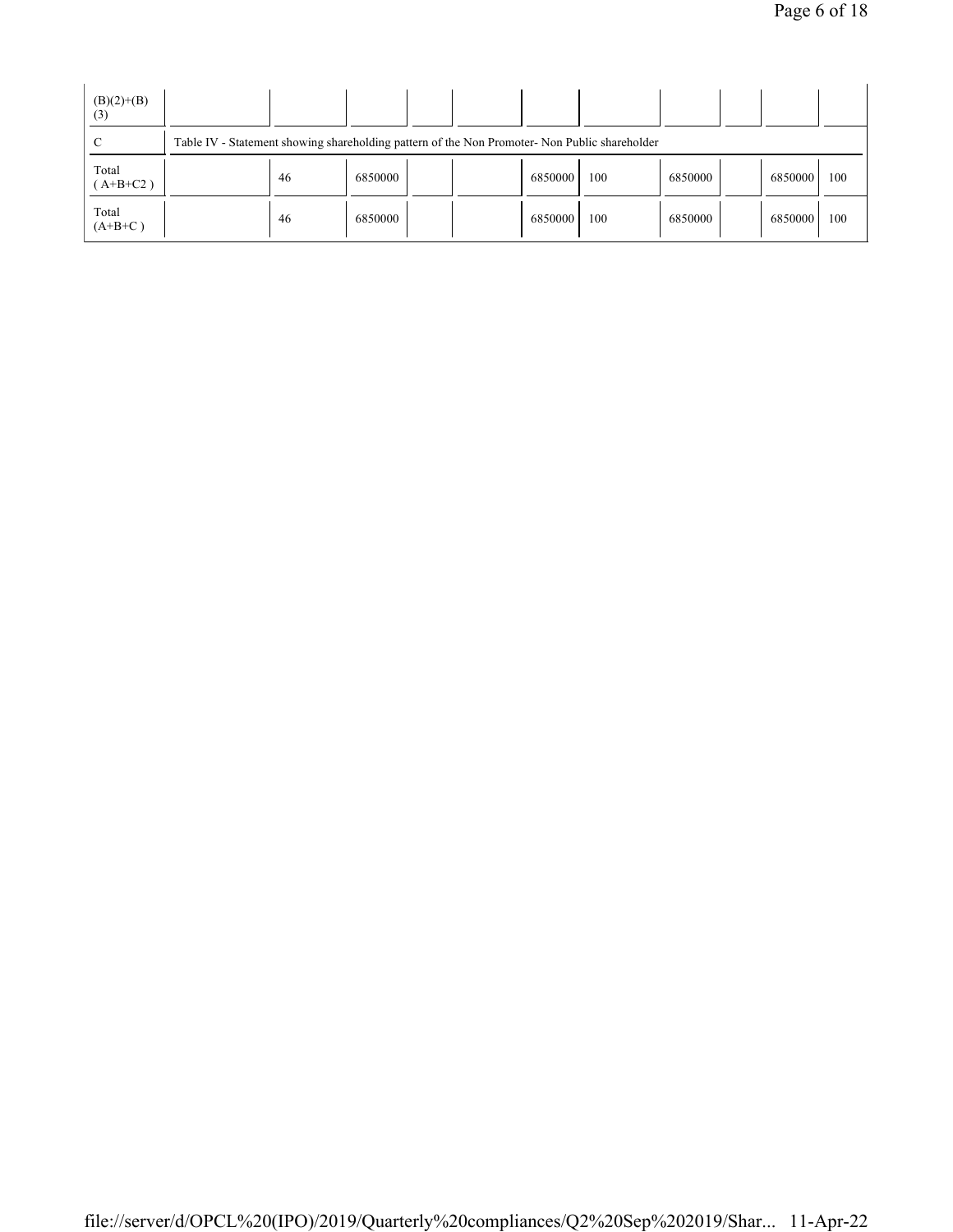| (B)(2)+(B)(3) | | | | | | | | | | | |
|---|---|---|---|---|---|---|---|---|---|---|---|
| C | Table IV - Statement showing shareholding pattern of the Non Promoter- Non Public shareholder | | | | | | | | | | |
| Total ( A+B+C2 ) | | 46 | 6850000 | | | 6850000 | 100 | 6850000 | | 6850000 | 100 |
| Total (A+B+C ) | | 46 | 6850000 | | | 6850000 | 100 | 6850000 | | 6850000 | 100 |

file://server/d/OPCL%20(IPO)/2019/Quarterly%20compliances/Q2%20Sep%202019/Shar... 11-Apr-22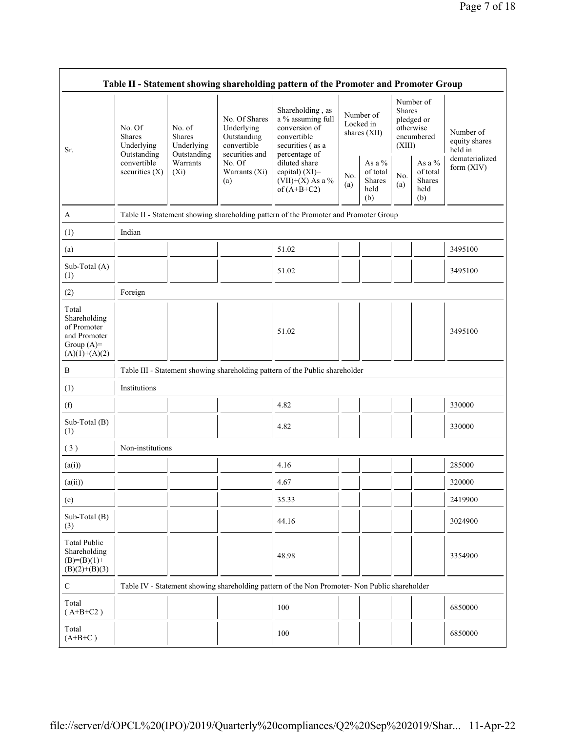**Table II - Statement showing shareholding pattern of the Promoter and Promoter Group**

| Sr. | No. Of Shares Underlying Outstanding convertible securities (X) | No. of Shares Underlying Outstanding Warrants (Xi) | No. Of Shares Underlying Outstanding convertible securities and No. Of Warrants (Xi) (a) | Shareholding , as a % assuming full conversion of convertible securities ( as a percentage of diluted share capital) (XI)= (VII)+(X) As a % of (A+B+C2) | Number of Locked in shares (XII) | | Number of Shares pledged or otherwise encumbered (XIII) | | Number of equity shares held in dematerialized form (XIV) |
|---|---|---|---|---|---|---|---|---|---|
| | | | | | No. (a) | As a % of total Shares held (b) | No. (a) | As a % of total Shares held (b) | |
| A | Table II - Statement showing shareholding pattern of the Promoter and Promoter Group | | | | | | | | |
| (1) | Indian | | | | | | | | |
| (a) | | | | 51.02 | | | | | 3495100 |
| Sub-Total (A) (1) | | | | 51.02 | | | | | 3495100 |
| (2) | Foreign | | | | | | | | |
| Total Shareholding of Promoter and Promoter Group (A)= (A)(1)+(A)(2) | | | | 51.02 | | | | | 3495100 |
| B | Table III - Statement showing shareholding pattern of the Public shareholder | | | | | | | | |
| (1) | Institutions | | | | | | | | |
| (f) | | | | 4.82 | | | | | 330000 |
| Sub-Total (B) (1) | | | | 4.82 | | | | | 330000 |
| ( 3 ) | Non-institutions | | | | | | | | |
| (a(i)) | | | | 4.16 | | | | | 285000 |
| (a(ii)) | | | | 4.67 | | | | | 320000 |
| (e) | | | | 35.33 | | | | | 2419900 |
| Sub-Total (B) (3) | | | | 44.16 | | | | | 3024900 |
| Total Public Shareholding (B)=(B)(1)+ (B)(2)+(B)(3) | | | | 48.98 | | | | | 3354900 |
| C | Table IV - Statement showing shareholding pattern of the Non Promoter- Non Public shareholder | | | | | | | | |
| Total ( A+B+C2 ) | | | | 100 | | | | | 6850000 |
| Total (A+B+C ) | | | | 100 | | | | | 6850000 |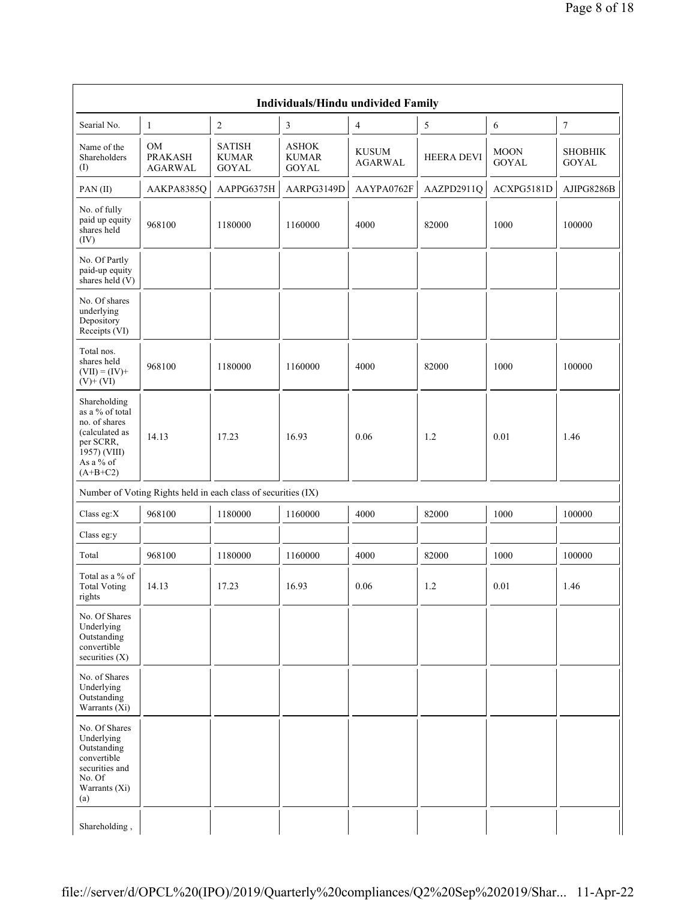| Individuals/Hindu undivided Family | | | | | | | |
|---|---|---|---|---|---|---|---|
| Searial No. | 1 | 2 | 3 | 4 | 5 | 6 | 7 |
| Name of the Shareholders (I) | OM PRAKASH AGARWAL | SATISH KUMAR GOYAL | ASHOK KUMAR GOYAL | KUSUM AGARWAL | HEERA DEVI | MOON GOYAL | SHOBHIK GOYAL |
| PAN (II) | AAKPA8385Q | AAPPG6375H | AARPG3149D | AAYPA0762F | AAZPD2911Q | ACXPG5181D | AJIPG8286B |
| No. of fully paid up equity shares held (IV) | 968100 | 1180000 | 1160000 | 4000 | 82000 | 1000 | 100000 |
| No. Of Partly paid-up equity shares held (V) | | | | | | | |
| No. Of shares underlying Depository Receipts (VI) | | | | | | | |
| Total nos. shares held (VII) = (IV)+ (V)+ (VI) | 968100 | 1180000 | 1160000 | 4000 | 82000 | 1000 | 100000 |
| Shareholding as a % of total no. of shares (calculated as per SCRR, 1957) (VIII) As a % of (A+B+C2) | 14.13 | 17.23 | 16.93 | 0.06 | 1.2 | 0.01 | 1.46 |
| Number of Voting Rights held in each class of securities (IX) | | | | | | | |
| Class eg:X | 968100 | 1180000 | 1160000 | 4000 | 82000 | 1000 | 100000 |
| Class eg:y | | | | | | | |
| Total | 968100 | 1180000 | 1160000 | 4000 | 82000 | 1000 | 100000 |
| Total as a % of Total Voting rights | 14.13 | 17.23 | 16.93 | 0.06 | 1.2 | 0.01 | 1.46 |
| No. Of Shares Underlying Outstanding convertible securities (X) | | | | | | | |
| No. of Shares Underlying Outstanding Warrants (Xi) | | | | | | | |
| No. Of Shares Underlying Outstanding convertible securities and No. Of Warrants (Xi) (a) | | | | | | | |
| Shareholding , | | | | | | | |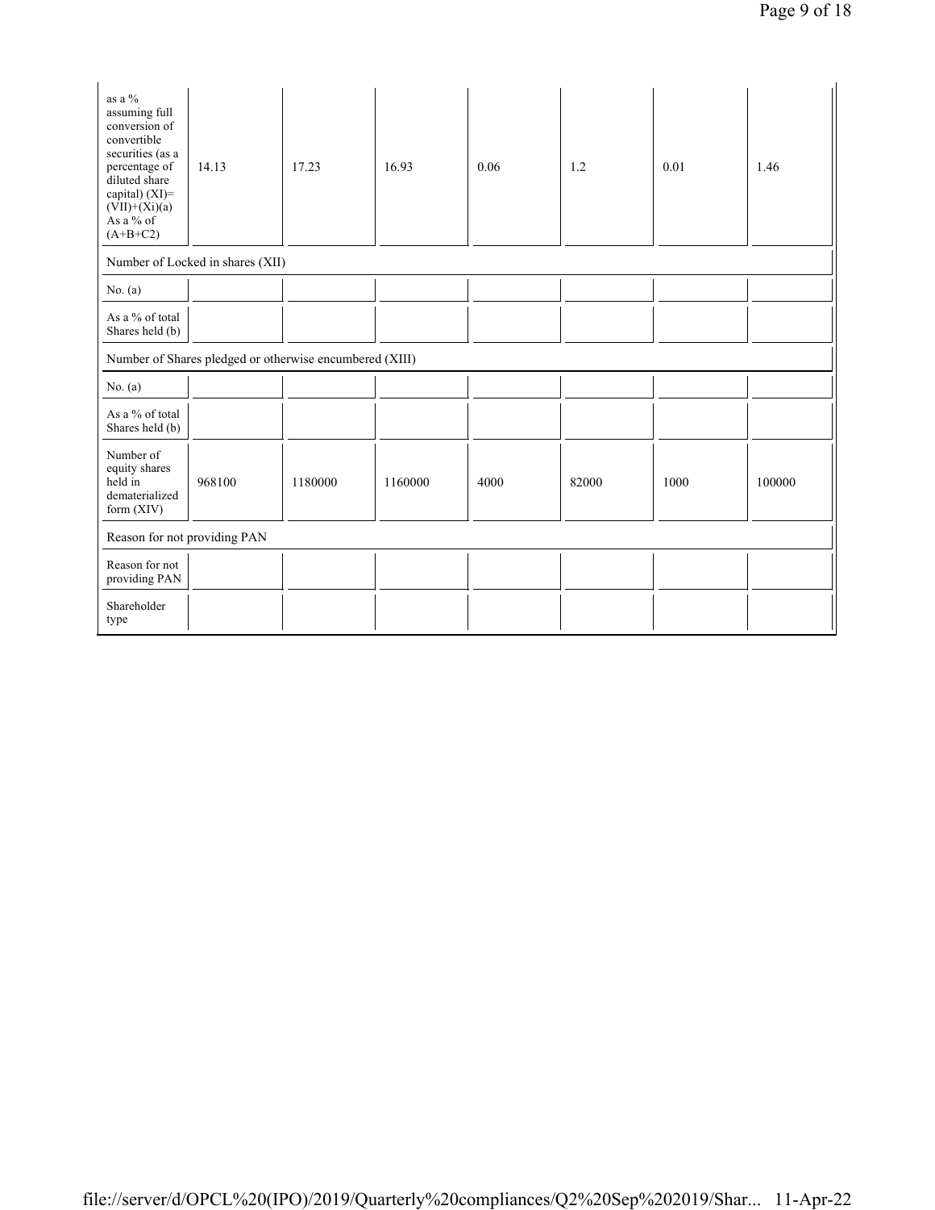| as a % assuming full conversion of convertible securities (as a percentage of diluted share capital) (XI)= (VII)+(Xi)(a) As a % of (A+B+C2) | 14.13 | 17.23 | 16.93 | 0.06 | 1.2 | 0.01 | 1.46 |
|---|---|---|---|---|---|---|---|
| Number of Locked in shares (XII) | | | | | | | |
| No. (a) | | | | | | | |
| As a % of total Shares held (b) | | | | | | | |
| Number of Shares pledged or otherwise encumbered (XIII) | | | | | | | |
| No. (a) | | | | | | | |
| As a % of total Shares held (b) | | | | | | | |
| Number of equity shares held in dematerialized form (XIV) | 968100 | 1180000 | 1160000 | 4000 | 82000 | 1000 | 100000 |
| Reason for not providing PAN | | | | | | | |
| Reason for not providing PAN | | | | | | | |
| Shareholder type | | | | | | | |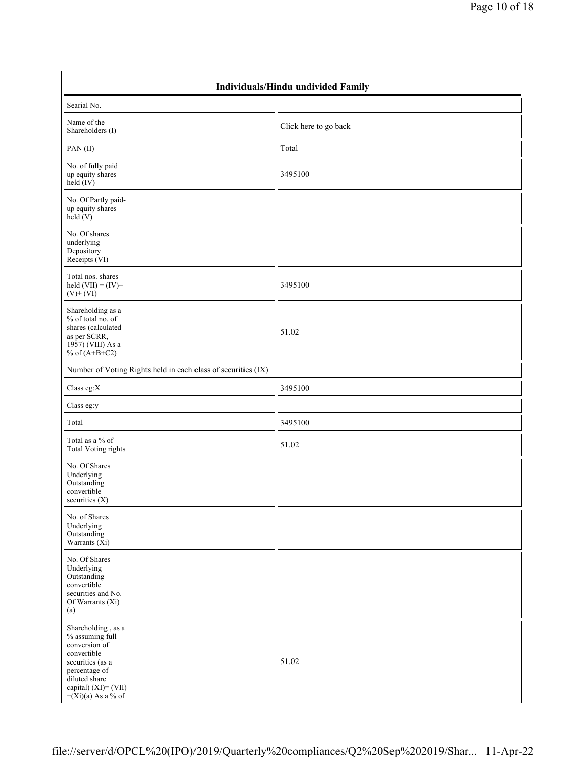| Individuals/Hindu undivided Family | |
|---|---|
| Searial No. | |
| Name of the Shareholders (I) | Click here to go back |
| PAN (II) | Total |
| No. of fully paid up equity shares held (IV) | 3495100 |
| No. Of Partly paid-up equity shares held (V) | |
| No. Of shares underlying Depository Receipts (VI) | |
| Total nos. shares held (VII) = (IV)+ (V)+ (VI) | 3495100 |
| Shareholding as a % of total no. of shares (calculated as per SCRR, 1957) (VIII) As a % of (A+B+C2) | 51.02 |
| Number of Voting Rights held in each class of securities (IX) | |
| Class eg:X | 3495100 |
| Class eg:y | |
| Total | 3495100 |
| Total as a % of Total Voting rights | 51.02 |
| No. Of Shares Underlying Outstanding convertible securities (X) | |
| No. of Shares Underlying Outstanding Warrants (Xi) | |
| No. Of Shares Underlying Outstanding convertible securities and No. Of Warrants (Xi) (a) | |
| Shareholding , as a % assuming full conversion of convertible securities (as a percentage of diluted share capital) (XI)= (VII) +(Xi)(a) As a % of | 51.02 |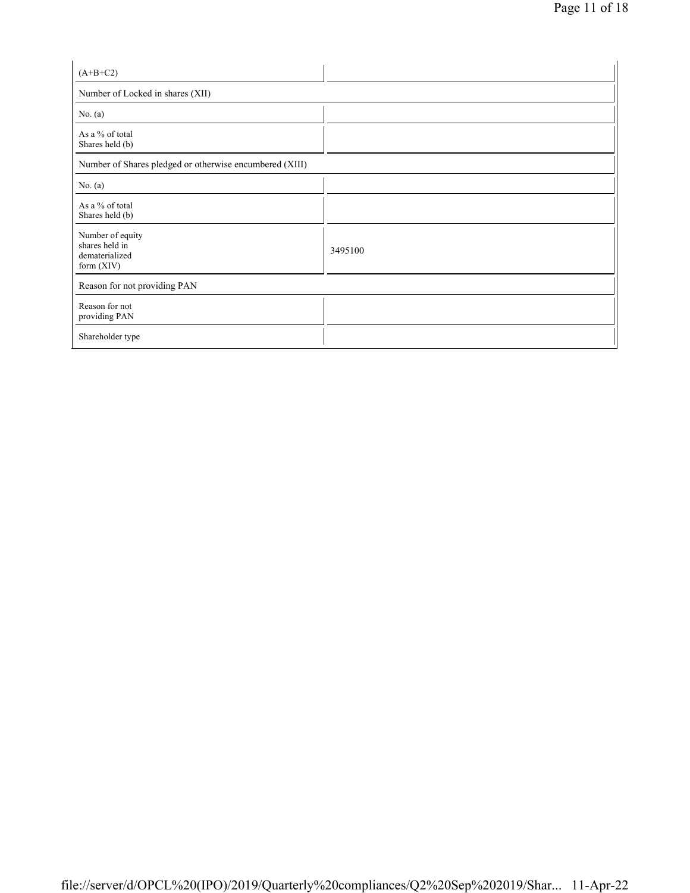| (A+B+C2) | |
|---|---|
| Number of Locked in shares (XII) | |
| No. (a) | |
| As a % of total Shares held (b) | |
| Number of Shares pledged or otherwise encumbered (XIII) | |
| No. (a) | |
| As a % of total Shares held (b) | |
| Number of equity shares held in dematerialized form (XIV) | 3495100 |
| Reason for not providing PAN | |
| Reason for not providing PAN | |
| Shareholder type | |

file://server/d/OPCL%20(IPO)/2019/Quarterly%20compliances/Q2%20Sep%202019/Shar... 11-Apr-22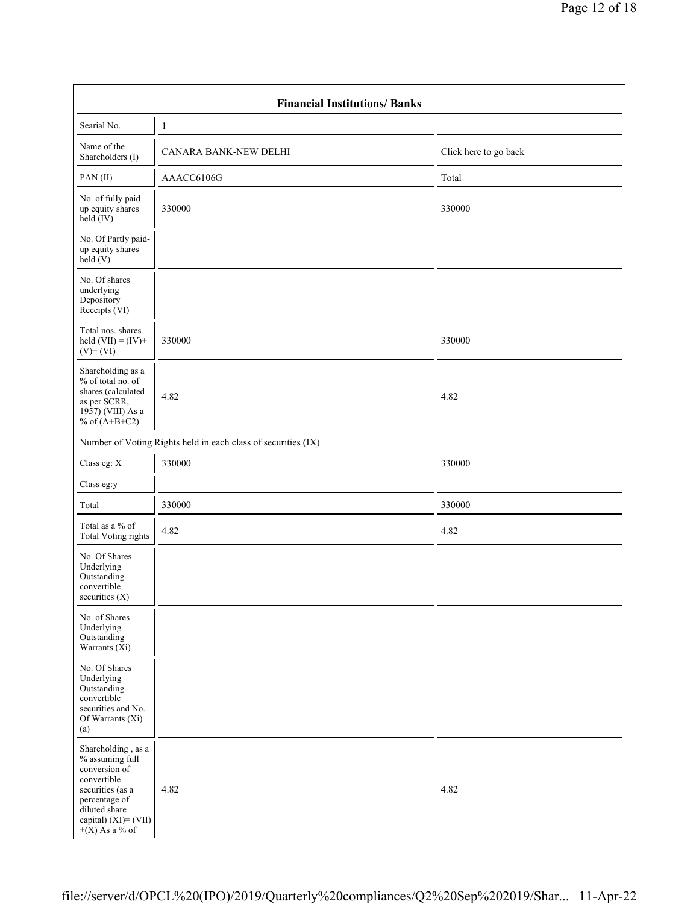| Financial Institutions/ Banks | | |
|---|---|---|
| Searial No. | 1 | |
| Name of the Shareholders (I) | CANARA BANK-NEW DELHI | Click here to go back |
| PAN (II) | AAACC6106G | Total |
| No. of fully paid up equity shares held (IV) | 330000 | 330000 |
| No. Of Partly paid-up equity shares held (V) | | |
| No. Of shares underlying Depository Receipts (VI) | | |
| Total nos. shares held (VII) = (IV)+ (V)+ (VI) | 330000 | 330000 |
| Shareholding as a % of total no. of shares (calculated as per SCRR, 1957) (VIII) As a % of (A+B+C2) | 4.82 | 4.82 |
| Number of Voting Rights held in each class of securities (IX) | | |
| Class eg: X | 330000 | 330000 |
| Class eg:y | | |
| Total | 330000 | 330000 |
| Total as a % of Total Voting rights | 4.82 | 4.82 |
| No. Of Shares Underlying Outstanding convertible securities (X) | | |
| No. of Shares Underlying Outstanding Warrants (Xi) | | |
| No. Of Shares Underlying Outstanding convertible securities and No. Of Warrants (Xi) (a) | | |
| Shareholding , as a % assuming full conversion of convertible securities (as a percentage of diluted share capital) (XI)= (VII) +(X) As a % of | 4.82 | 4.82 |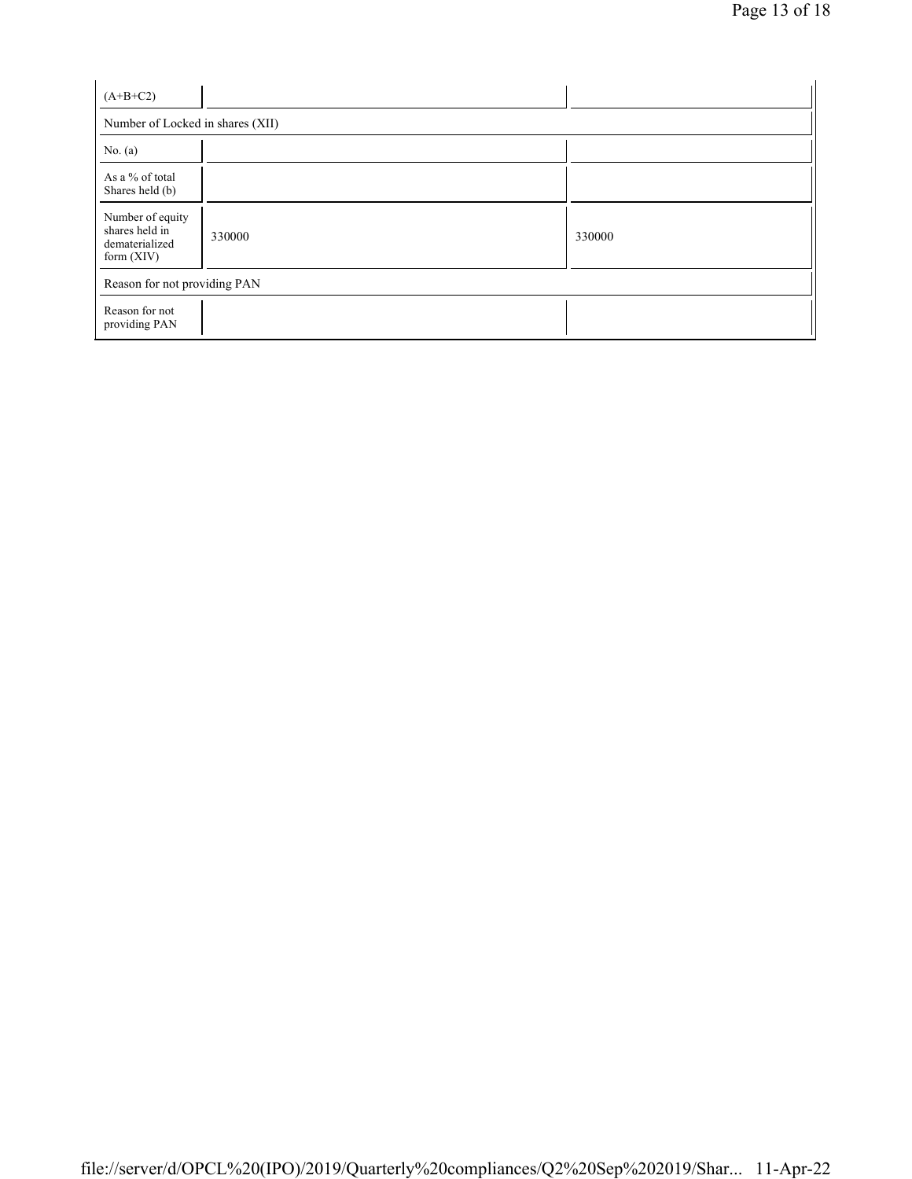| (A+B+C2) | | |
|---|---|---|
| Number of Locked in shares (XII) | | |
| No. (a) | | |
| As a % of total Shares held (b) | | |
| Number of equity shares held in dematerialized form (XIV) | 330000 | 330000 |
| Reason for not providing PAN | | |
| Reason for not providing PAN | | |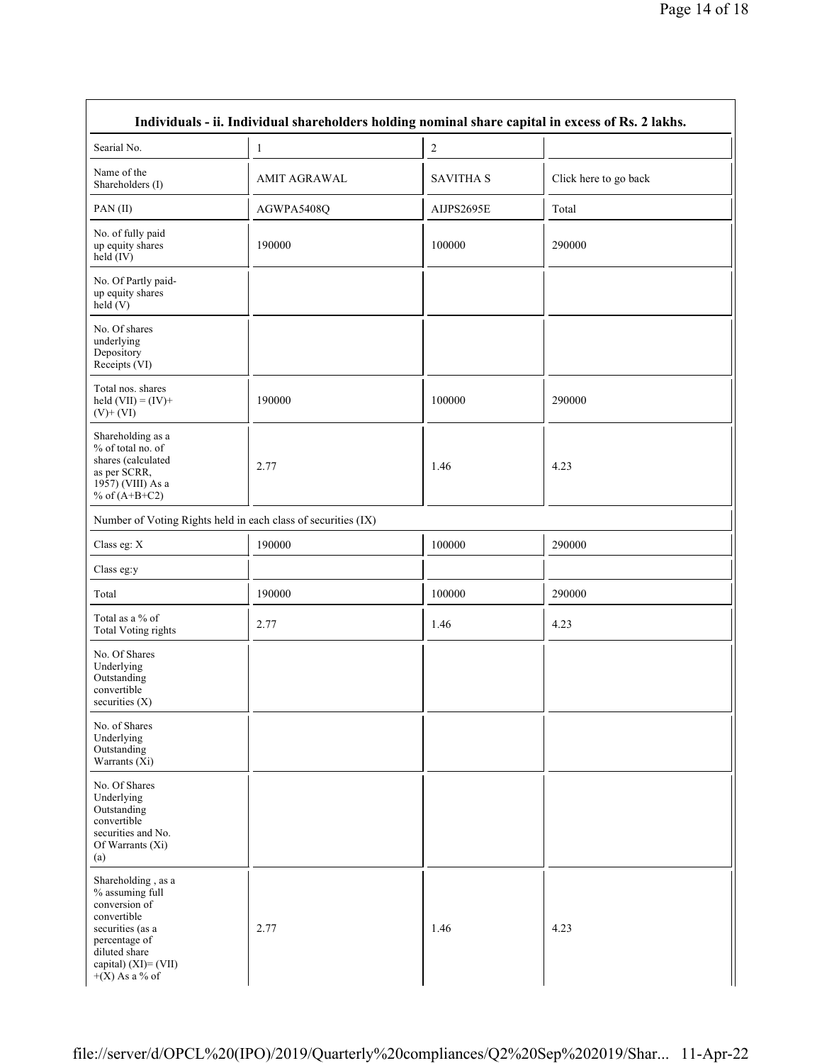| Individuals - ii. Individual shareholders holding nominal share capital in excess of Rs. 2 lakhs. | | | |
|---|---|---|---|
| Searial No. | 1 | 2 | |
| Name of the Shareholders (I) | AMIT AGRAWAL | SAVITHA S | Click here to go back |
| PAN (II) | AGWPA5408Q | AIJPS2695E | Total |
| No. of fully paid up equity shares held (IV) | 190000 | 100000 | 290000 |
| No. Of Partly paid-up equity shares held (V) | | | |
| No. Of shares underlying Depository Receipts (VI) | | | |
| Total nos. shares held (VII) = (IV)+ (V)+ (VI) | 190000 | 100000 | 290000 |
| Shareholding as a % of total no. of shares (calculated as per SCRR, 1957) (VIII) As a % of (A+B+C2) | 2.77 | 1.46 | 4.23 |
| Number of Voting Rights held in each class of securities (IX) | | | |
| Class eg: X | 190000 | 100000 | 290000 |
| Class eg:y | | | |
| Total | 190000 | 100000 | 290000 |
| Total as a % of Total Voting rights | 2.77 | 1.46 | 4.23 |
| No. Of Shares Underlying Outstanding convertible securities (X) | | | |
| No. of Shares Underlying Outstanding Warrants (Xi) | | | |
| No. Of Shares Underlying Outstanding convertible securities and No. Of Warrants (Xi) (a) | | | |
| Shareholding , as a % assuming full conversion of convertible securities (as a percentage of diluted share capital) (XI)= (VII) +(X) As a % of | 2.77 | 1.46 | 4.23 |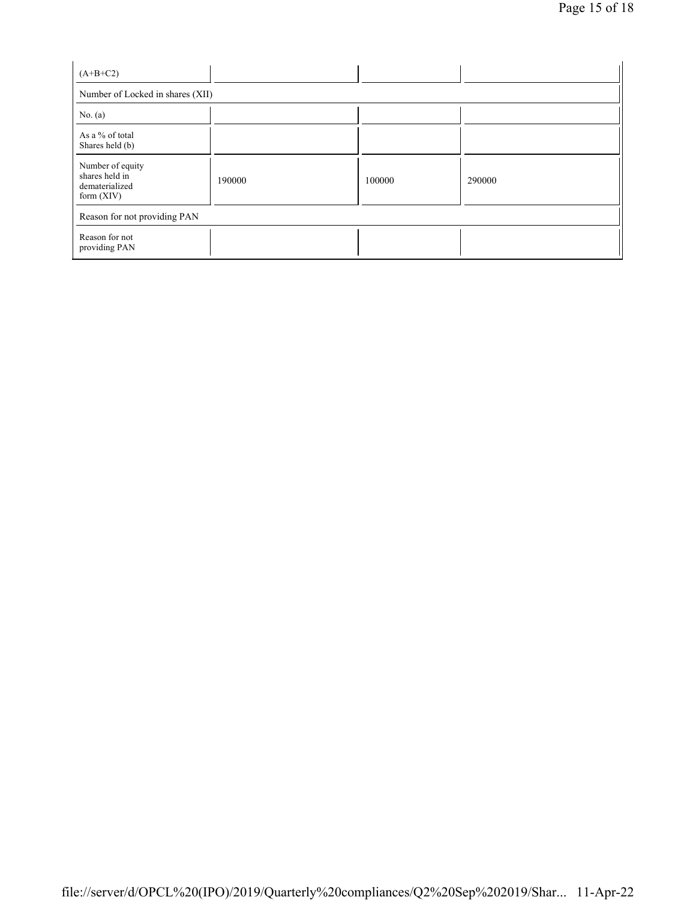| (A+B+C2) | | | |
|---|---|---|---|
| Number of Locked in shares (XII) | | | |
| No. (a) | | | |
| As a % of total Shares held (b) | | | |
| Number of equity shares held in dematerialized form (XIV) | 190000 | 100000 | 290000 |
| Reason for not providing PAN | | | |
| Reason for not providing PAN | | | |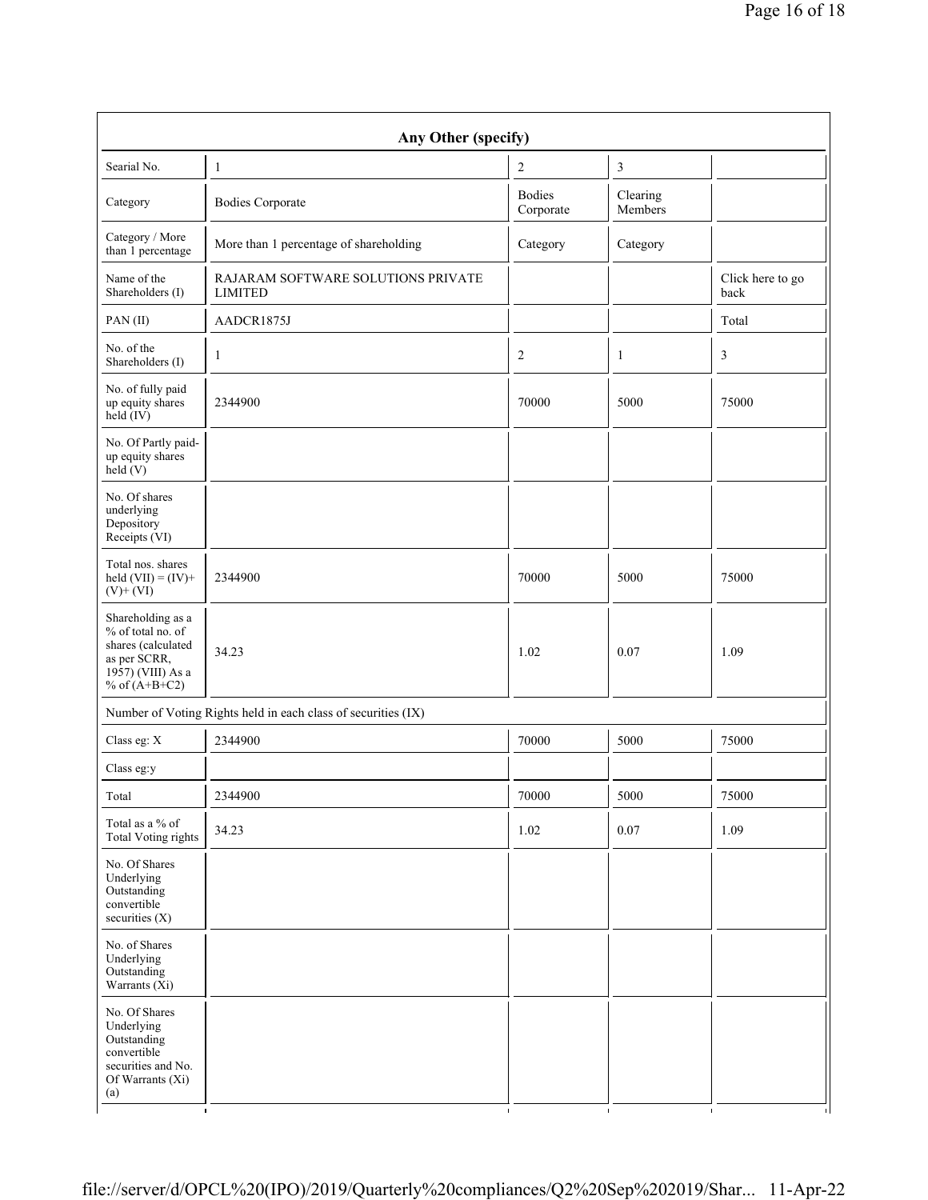| Any Other (specify) | | | | |
|---|---|---|---|---|
| Searial No. | 1 | 2 | 3 | |
| Category | Bodies Corporate | Bodies Corporate | Clearing Members | |
| Category / More than 1 percentage | More than 1 percentage of shareholding | Category | Category | |
| Name of the Shareholders (I) | RAJARAM SOFTWARE SOLUTIONS PRIVATE LIMITED | | | Click here to go back |
| PAN (II) | AADCR1875J | | | Total |
| No. of the Shareholders (I) | 1 | 2 | 1 | 3 |
| No. of fully paid up equity shares held (IV) | 2344900 | 70000 | 5000 | 75000 |
| No. Of Partly paid-up equity shares held (V) | | | | |
| No. Of shares underlying Depository Receipts (VI) | | | | |
| Total nos. shares held (VII) = (IV)+ (V)+ (VI) | 2344900 | 70000 | 5000 | 75000 |
| Shareholding as a % of total no. of shares (calculated as per SCRR, 1957) (VIII) As a % of (A+B+C2) | 34.23 | 1.02 | 0.07 | 1.09 |
| Number of Voting Rights held in each class of securities (IX) | | | | |
| Class eg: X | 2344900 | 70000 | 5000 | 75000 |
| Class eg:y | | | | |
| Total | 2344900 | 70000 | 5000 | 75000 |
| Total as a % of Total Voting rights | 34.23 | 1.02 | 0.07 | 1.09 |
| No. Of Shares Underlying Outstanding convertible securities (X) | | | | |
| No. of Shares Underlying Outstanding Warrants (Xi) | | | | |
| No. Of Shares Underlying Outstanding convertible securities and No. Of Warrants (Xi) (a) | | | | |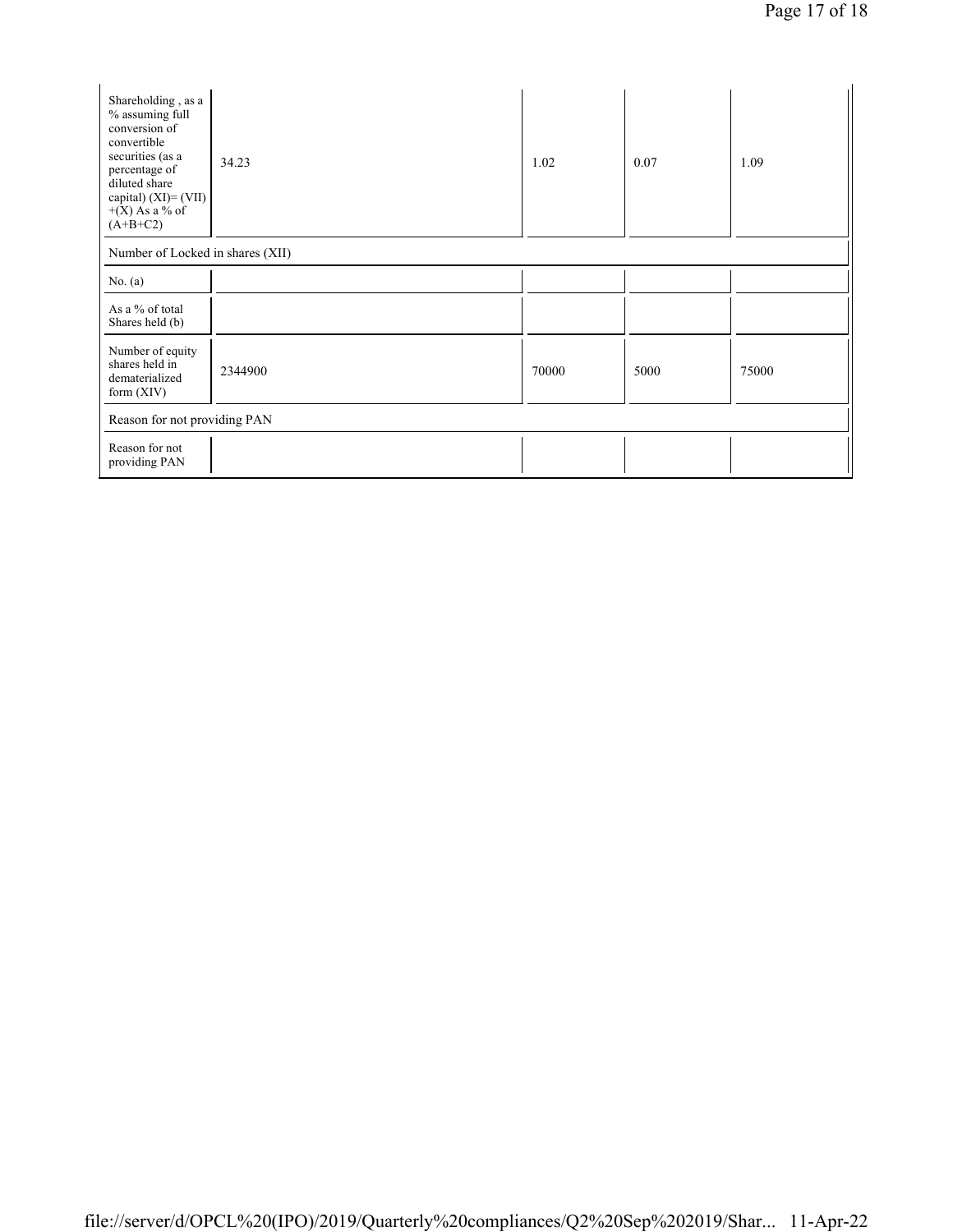| | | | | |
|---|---|---|---|---|
| Shareholding , as a % assuming full conversion of convertible securities (as a percentage of diluted share capital) (XI)= (VII) +(X) As a % of (A+B+C2) | 34.23 | 1.02 | 0.07 | 1.09 |
| Number of Locked in shares (XII) | | | | |
| No. (a) | | | | |
| As a % of total Shares held (b) | | | | |
| Number of equity shares held in dematerialized form (XIV) | 2344900 | 70000 | 5000 | 75000 |
| Reason for not providing PAN | | | | |
| Reason for not providing PAN | | | | |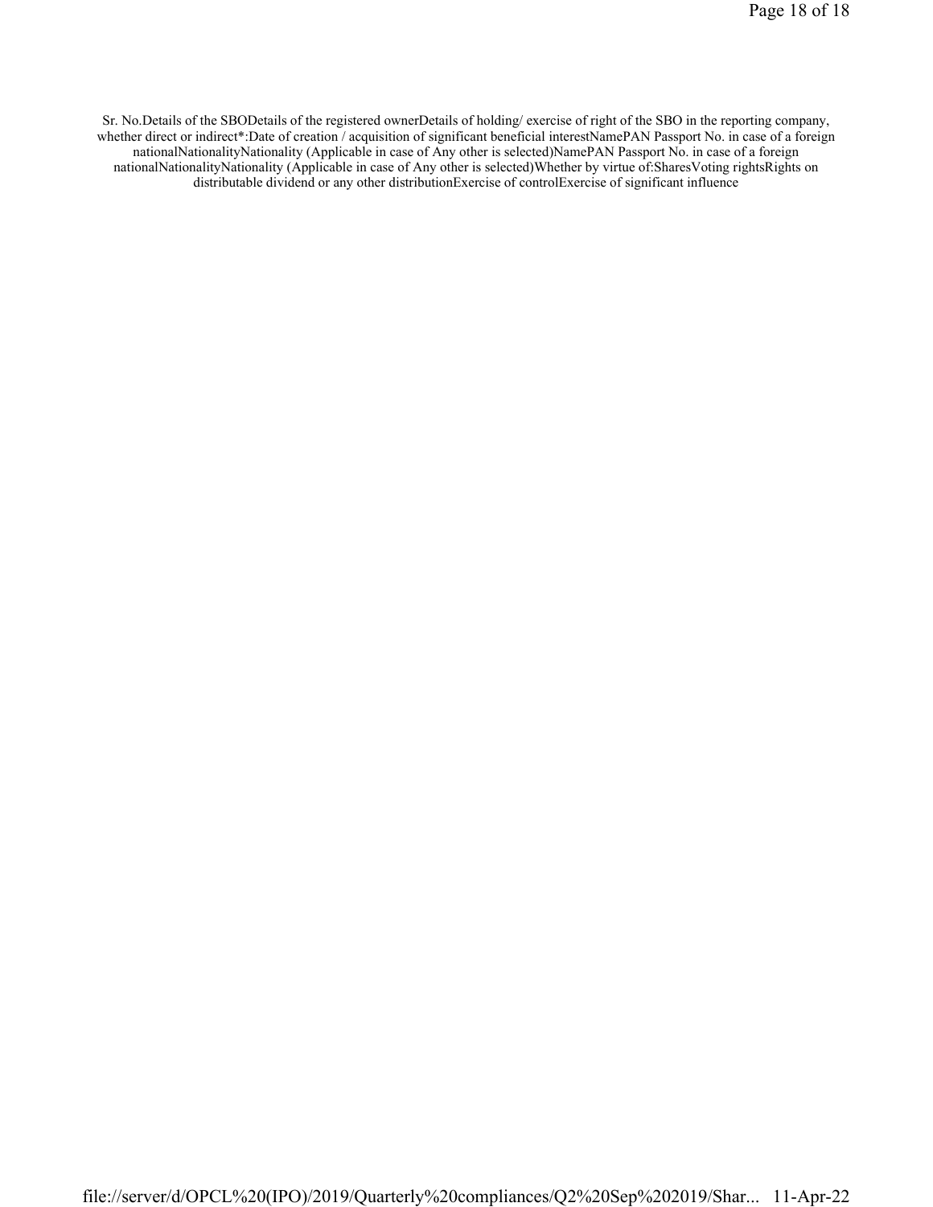Sr. No.Details of the SBODetails of the registered ownerDetails of holding/ exercise of right of the SBO in the reporting company, whether direct or indirect*:Date of creation / acquisition of significant beneficial interestNamePAN Passport No. in case of a foreign nationalNationalityNationality (Applicable in case of Any other is selected)NamePAN Passport No. in case of a foreign nationalNationalityNationality (Applicable in case of Any other is selected)Whether by virtue of:SharesVoting rightsRights on distributable dividend or any other distributionExercise of controlExercise of significant influence